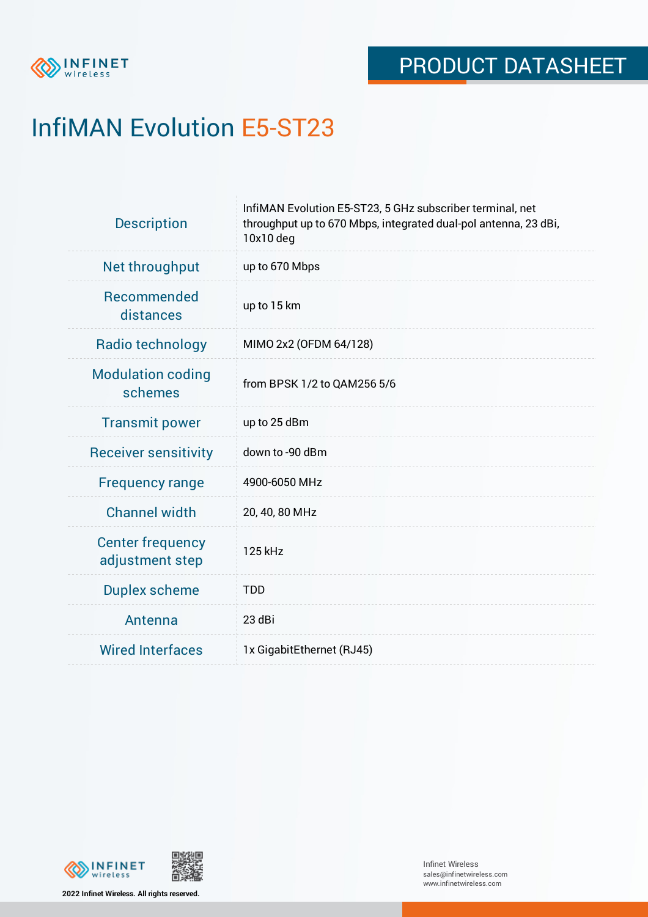PRODUCT DATASHEET

# InfiMAN Evolution E5-ST23

| | |
|---|---|
| Description | InfiMAN Evolution E5-ST23, 5 GHz subscriber terminal, net throughput up to 670 Mbps, integrated dual-pol antenna, 23 dBi, 10x10 deg |
| Net throughput | up to 670 Mbps |
| Recommended distances | up to 15 km |
| Radio technology | MIMO 2x2 (OFDM 64/128) |
| Modulation coding schemes | from BPSK 1/2 to QAM256 5/6 |
| Transmit power | up to 25 dBm |
| Receiver sensitivity | down to -90 dBm |
| Frequency range | 4900-6050 MHz |
| Channel width | 20, 40, 80 MHz |
| Center frequency adjustment step | 125 kHz |
| Duplex scheme | TDD |
| Antenna | 23 dBi |
| Wired Interfaces | 1x GigabitEthernet (RJ45) |

2022 Infinet Wireless. All rights reserved.

Infinet Wireless
sales@infinetwireless.com
www.infinetwireless.com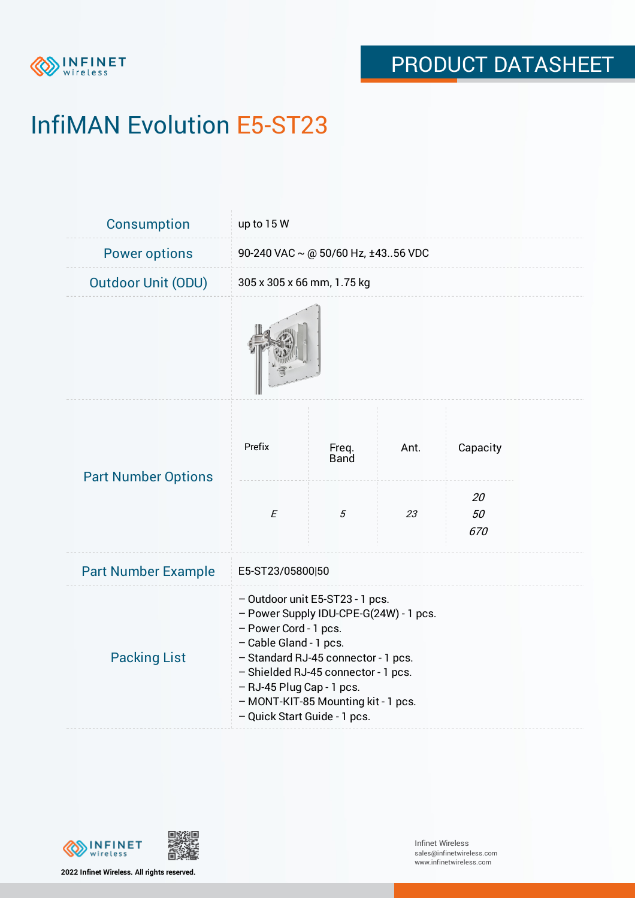# InfiMAN Evolution E5-ST23

| | |
|---|---|
| Consumption | up to 15 W |
| Power options | 90-240 VAC ~ @ 50/60 Hz, ±43..56 VDC |
| Outdoor Unit (ODU) | 305 x 305 x 66 mm, 1.75 kg |

**Part Number Options**

| Prefix | Freq. Band | Ant. | Capacity |
|---|---|---|---|
| *E* | *5* | *23* | *20*<br>*50*<br>*670* |

| | |
|---|---|
| Part Number Example | E5-ST23/05800\|50 |
| Packing List | – Outdoor unit E5-ST23 - 1 pcs.<br>– Power Supply IDU-CPE-G(24W) - 1 pcs.<br>– Power Cord - 1 pcs.<br>– Cable Gland - 1 pcs.<br>– Standard RJ-45 connector - 1 pcs.<br>– Shielded RJ-45 connector - 1 pcs.<br>– RJ-45 Plug Cap - 1 pcs.<br>– MONT-KIT-85 Mounting kit - 1 pcs.<br>– Quick Start Guide - 1 pcs. |

2022 Infinet Wireless. All rights reserved.

Infinet Wireless
sales@infinetwireless.com
www.infinetwireless.com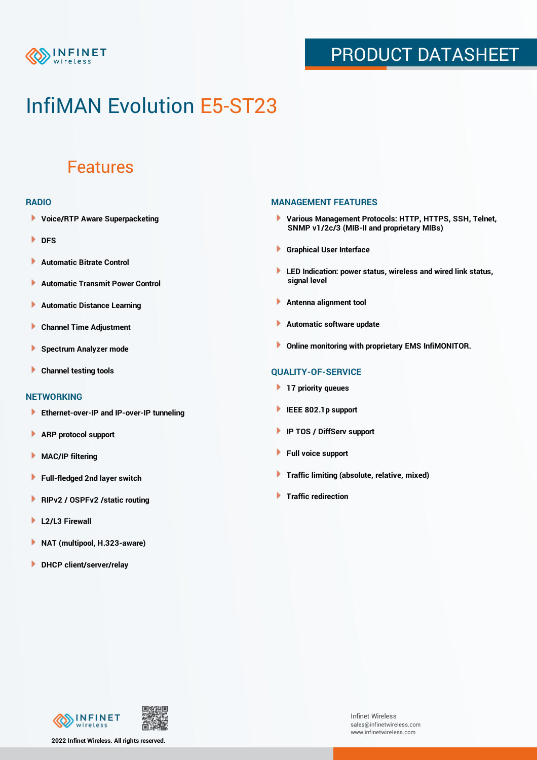# InfiMAN Evolution E5-ST23

## Features

### RADIO

- Voice/RTP Aware Superpacketing
- DFS
- Automatic Bitrate Control
- Automatic Transmit Power Control
- Automatic Distance Learning
- Channel Time Adjustment
- Spectrum Analyzer mode
- Channel testing tools

### NETWORKING

- Ethernet-over-IP and IP-over-IP tunneling
- ARP protocol support
- MAC/IP filtering
- Full-fledged 2nd layer switch
- RIPv2 / OSPFv2 /static routing
- L2/L3 Firewall
- NAT (multipool, H.323-aware)
- DHCP client/server/relay

### MANAGEMENT FEATURES

- Various Management Protocols: HTTP, HTTPS, SSH, Telnet, SNMP v1/2c/3 (MIB-II and proprietary MIBs)
- Graphical User Interface
- LED Indication: power status, wireless and wired link status, signal level
- Antenna alignment tool
- Automatic software update
- Online monitoring with proprietary EMS InfiMONITOR.

### QUALITY-OF-SERVICE

- 17 priority queues
- IEEE 802.1p support
- IP TOS / DiffServ support
- Full voice support
- Traffic limiting (absolute, relative, mixed)
- Traffic redirection

2022 Infinet Wireless. All rights reserved.

Infinet Wireless
sales@infinetwireless.com
www.infinetwireless.com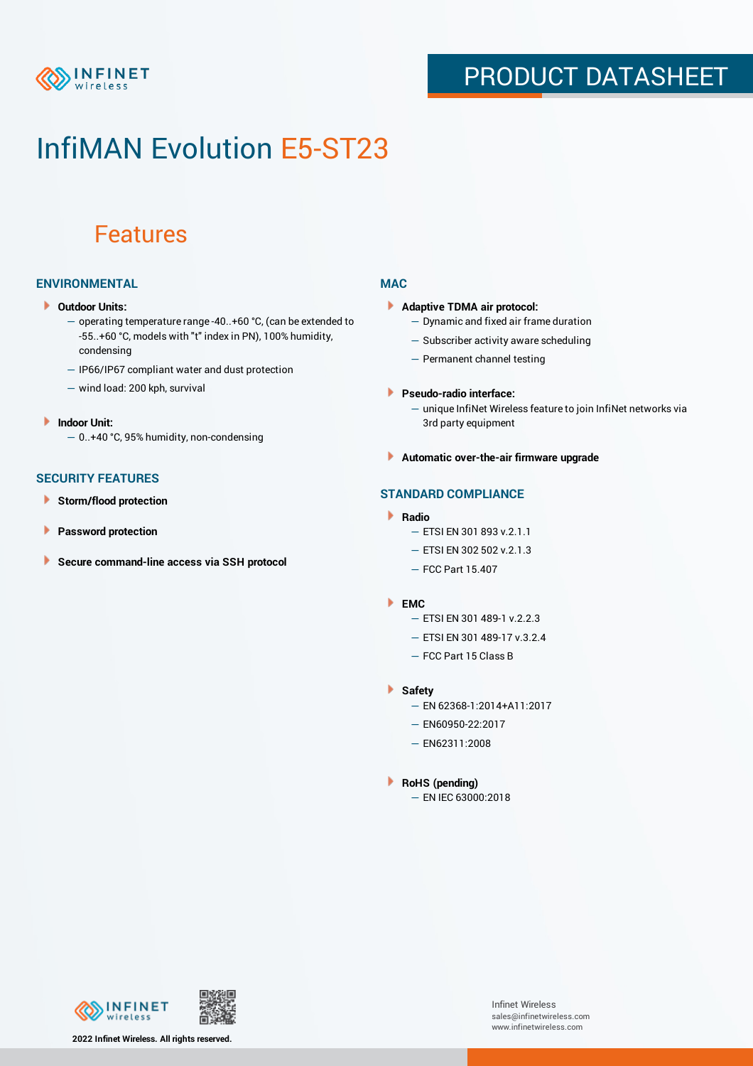# InfiMAN Evolution E5-ST23

## Features

### ENVIRONMENTAL

- **Outdoor Units:**
  - operating temperature range -40..+60 °C, (can be extended to -55..+60 °C, models with "t" index in PN), 100% humidity, condensing
  - IP66/IP67 compliant water and dust protection
  - wind load: 200 kph, survival

- **Indoor Unit:**
  - 0..+40 °C, 95% humidity, non-condensing

### SECURITY FEATURES

- **Storm/flood protection**
- **Password protection**
- **Secure command-line access via SSH protocol**

### MAC

- **Adaptive TDMA air protocol:**
  - Dynamic and fixed air frame duration
  - Subscriber activity aware scheduling
  - Permanent channel testing

- **Pseudo-radio interface:**
  - unique InfiNet Wireless feature to join InfiNet networks via 3rd party equipment

- **Automatic over-the-air firmware upgrade**

### STANDARD COMPLIANCE

- **Radio**
  - ETSI EN 301 893 v.2.1.1
  - ETSI EN 302 502 v.2.1.3
  - FCC Part 15.407

- **EMC**
  - ETSI EN 301 489-1 v.2.2.3
  - ETSI EN 301 489-17 v.3.2.4
  - FCC Part 15 Class B

- **Safety**
  - EN 62368-1:2014+A11:2017
  - EN60950-22:2017
  - EN62311:2008

- **RoHS (pending)**
  - EN IEC 63000:2018

2022 Infinet Wireless. All rights reserved.

Infinet Wireless
sales@infinetwireless.com
www.infinetwireless.com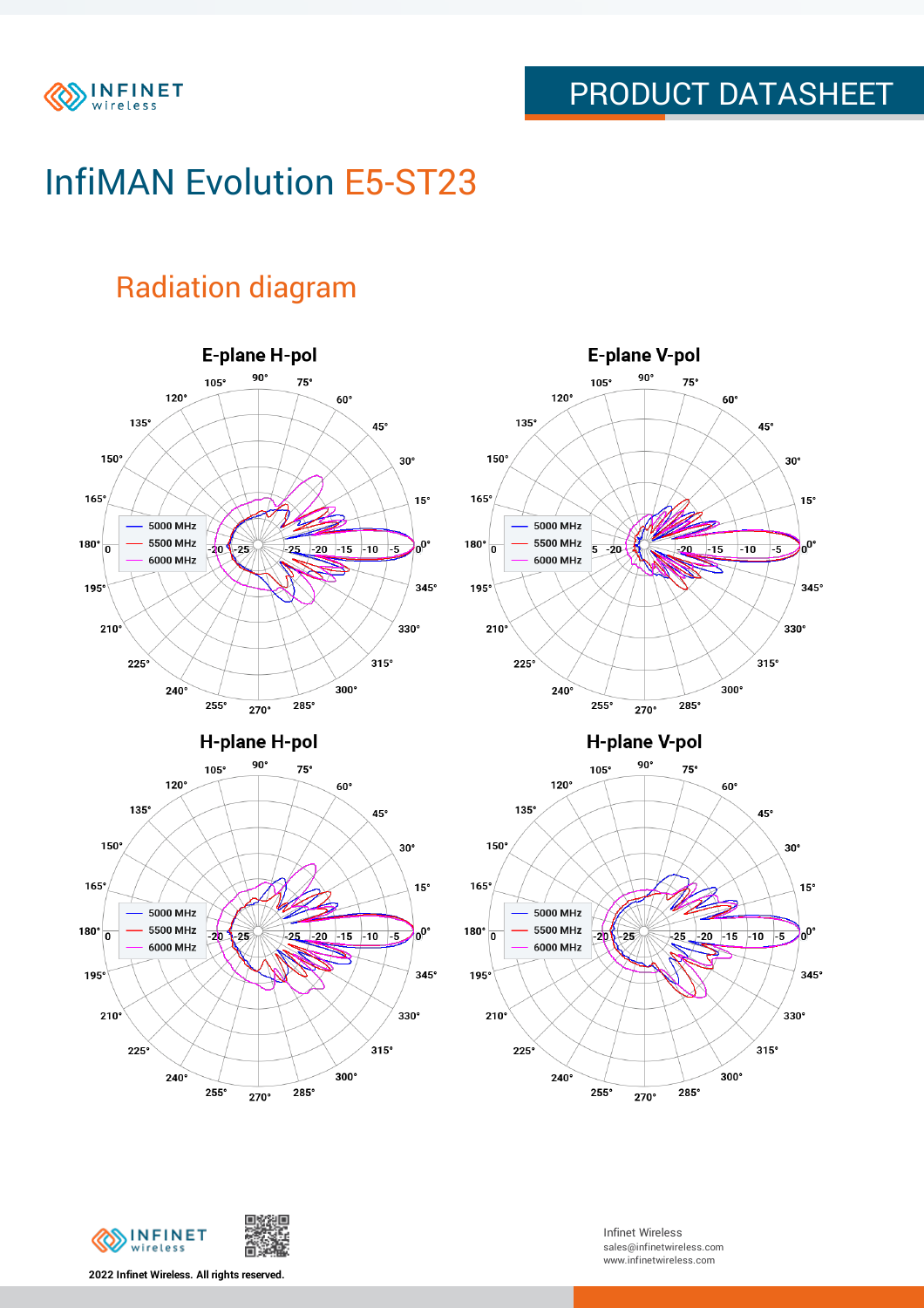# InfiMAN Evolution E5-ST23

## Radiation diagram

**E-plane H-pol**

90°
105°
75°
120°
60°
135°
45°
150°
30°
165°
15°
180°
0°
195°
345°
210°
330°
225°
315°
240°
300°
255°
270°
285°

5000 MHz
5500 MHz
6000 MHz

0
-20
-25
-25
-20
-15
-10
-5

**E-plane V-pol**

90°
105°
75°
120°
60°
135°
45°
150°
30°
165°
15°
180°
0°
195°
345°
210°
330°
225°
315°
240°
300°
255°
270°
285°

5000 MHz
5500 MHz
6000 MHz

0
5
-20
-20
-15
-10
-5

**H-plane H-pol**

90°
105°
75°
120°
60°
135°
45°
150°
30°
165°
15°
180°
0°
195°
345°
210°
330°
225°
315°
240°
300°
255°
270°
285°

5000 MHz
5500 MHz
6000 MHz

0
-20
-25
-25
-20
-15
-10
-5

**H-plane V-pol**

90°
105°
75°
120°
60°
135°
45°
150°
30°
165°
15°
180°
0°
195°
345°
210°
330°
225°
315°
240°
300°
255°
270°
285°

5000 MHz
5500 MHz
6000 MHz

0
-20
-25
-25
-20
-15
-10
-5

2022 Infinet Wireless. All rights reserved.

Infinet Wireless
sales@infinetwireless.com
www.infinetwireless.com